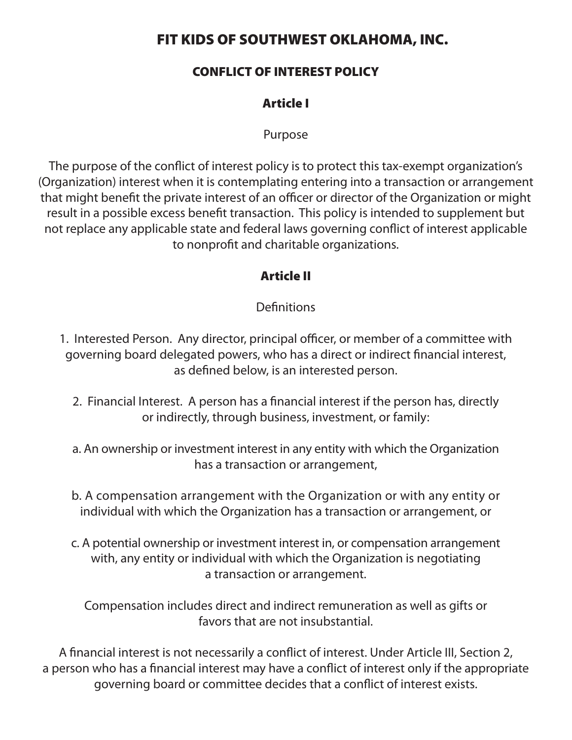# FIT KIDS OF SOUTHWEST OKLAHOMA, INC.

## CONFLICT OF INTEREST POLICY

### Article I

Purpose

The purpose of the conflict of interest policy is to protect this tax-exempt organization's (Organization) interest when it is contemplating entering into a transaction or arrangement that might benefit the private interest of an officer or director of the Organization or might result in a possible excess benefit transaction. This policy is intended to supplement but not replace any applicable state and federal laws governing conflict of interest applicable to nonprofit and charitable organizations.

### Article II

Definitions

1. Interested Person. Any director, principal officer, or member of a committee with governing board delegated powers, who has a direct or indirect financial interest, as defined below, is an interested person.

2. Financial Interest. A person has a financial interest if the person has, directly or indirectly, through business, investment, or family:

a. An ownership or investment interest in any entity with which the Organization has a transaction or arrangement,

b. A compensation arrangement with the Organization or with any entity or individual with which the Organization has a transaction or arrangement, or

c. A potential ownership or investment interest in, or compensation arrangement with, any entity or individual with which the Organization is negotiating a transaction or arrangement.

Compensation includes direct and indirect remuneration as well as gifts or favors that are not insubstantial.

A financial interest is not necessarily a conflict of interest. Under Article III, Section 2, a person who has a financial interest may have a conflict of interest only if the appropriate governing board or committee decides that a conflict of interest exists.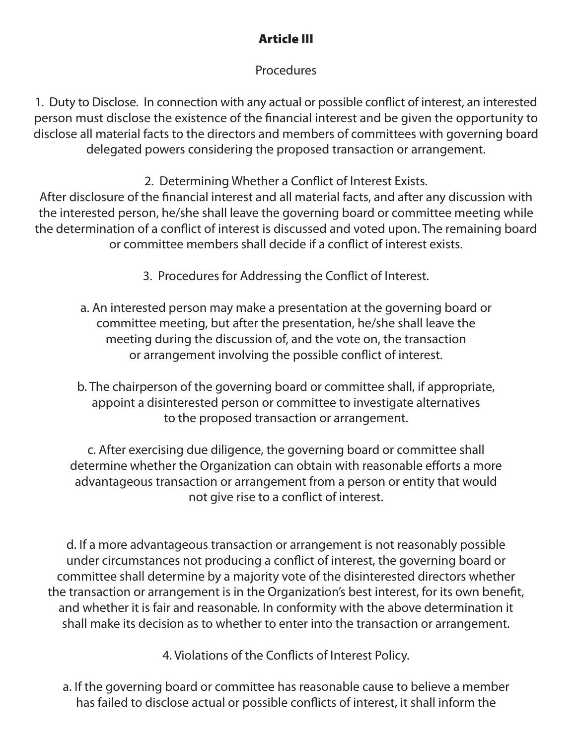## Article III

Procedures

1. Duty to Disclose. In connection with any actual or possible conflict of interest, an interested person must disclose the existence of the financial interest and be given the opportunity to disclose all material facts to the directors and members of committees with governing board delegated powers considering the proposed transaction or arrangement.

2. Determining Whether a Conflict of Interest Exists.
After disclosure of the financial interest and all material facts, and after any discussion with the interested person, he/she shall leave the governing board or committee meeting while the determination of a conflict of interest is discussed and voted upon. The remaining board or committee members shall decide if a conflict of interest exists.

3. Procedures for Addressing the Conflict of Interest.

a. An interested person may make a presentation at the governing board or committee meeting, but after the presentation, he/she shall leave the meeting during the discussion of, and the vote on, the transaction or arrangement involving the possible conflict of interest.

b. The chairperson of the governing board or committee shall, if appropriate, appoint a disinterested person or committee to investigate alternatives to the proposed transaction or arrangement.

c. After exercising due diligence, the governing board or committee shall determine whether the Organization can obtain with reasonable efforts a more advantageous transaction or arrangement from a person or entity that would not give rise to a conflict of interest.

d. If a more advantageous transaction or arrangement is not reasonably possible under circumstances not producing a conflict of interest, the governing board or committee shall determine by a majority vote of the disinterested directors whether the transaction or arrangement is in the Organization's best interest, for its own benefit, and whether it is fair and reasonable. In conformity with the above determination it shall make its decision as to whether to enter into the transaction or arrangement.

4. Violations of the Conflicts of Interest Policy.

a. If the governing board or committee has reasonable cause to believe a member has failed to disclose actual or possible conflicts of interest, it shall inform the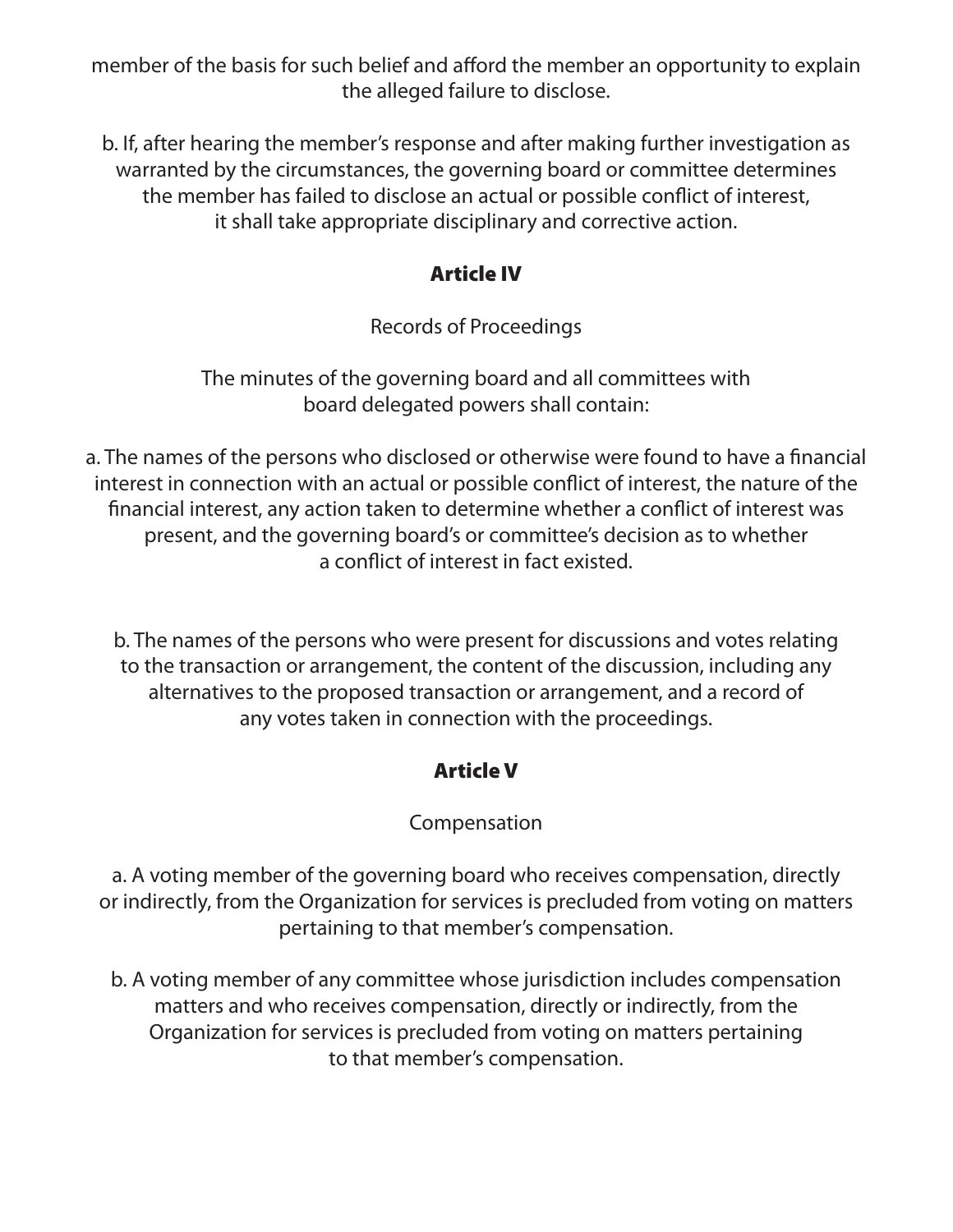member of the basis for such belief and afford the member an opportunity to explain the alleged failure to disclose.

b. If, after hearing the member's response and after making further investigation as warranted by the circumstances, the governing board or committee determines the member has failed to disclose an actual or possible conflict of interest, it shall take appropriate disciplinary and corrective action.

## Article IV

Records of Proceedings

The minutes of the governing board and all committees with board delegated powers shall contain:

a. The names of the persons who disclosed or otherwise were found to have a financial interest in connection with an actual or possible conflict of interest, the nature of the financial interest, any action taken to determine whether a conflict of interest was present, and the governing board's or committee's decision as to whether a conflict of interest in fact existed.

b. The names of the persons who were present for discussions and votes relating to the transaction or arrangement, the content of the discussion, including any alternatives to the proposed transaction or arrangement, and a record of any votes taken in connection with the proceedings.

## Article V

Compensation

a. A voting member of the governing board who receives compensation, directly or indirectly, from the Organization for services is precluded from voting on matters pertaining to that member's compensation.

b. A voting member of any committee whose jurisdiction includes compensation matters and who receives compensation, directly or indirectly, from the Organization for services is precluded from voting on matters pertaining to that member's compensation.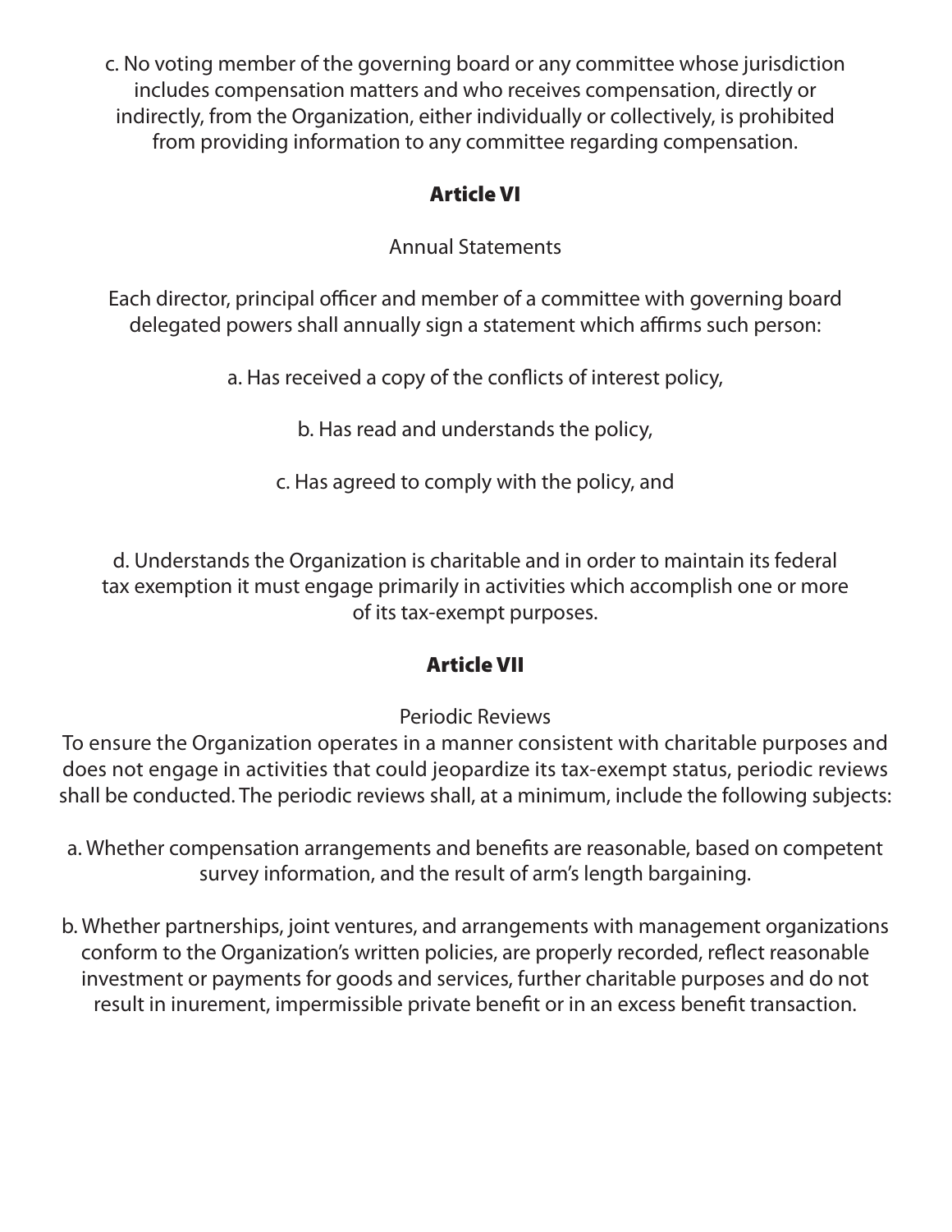c. No voting member of the governing board or any committee whose jurisdiction includes compensation matters and who receives compensation, directly or indirectly, from the Organization, either individually or collectively, is prohibited from providing information to any committee regarding compensation.

## Article VI

Annual Statements

Each director, principal officer and member of a committee with governing board delegated powers shall annually sign a statement which affirms such person:

a. Has received a copy of the conflicts of interest policy,

b. Has read and understands the policy,

c. Has agreed to comply with the policy, and

d. Understands the Organization is charitable and in order to maintain its federal tax exemption it must engage primarily in activities which accomplish one or more of its tax-exempt purposes.

## Article VII

Periodic Reviews

To ensure the Organization operates in a manner consistent with charitable purposes and does not engage in activities that could jeopardize its tax-exempt status, periodic reviews shall be conducted. The periodic reviews shall, at a minimum, include the following subjects:

a. Whether compensation arrangements and benefits are reasonable, based on competent survey information, and the result of arm's length bargaining.

b. Whether partnerships, joint ventures, and arrangements with management organizations conform to the Organization's written policies, are properly recorded, reflect reasonable investment or payments for goods and services, further charitable purposes and do not result in inurement, impermissible private benefit or in an excess benefit transaction.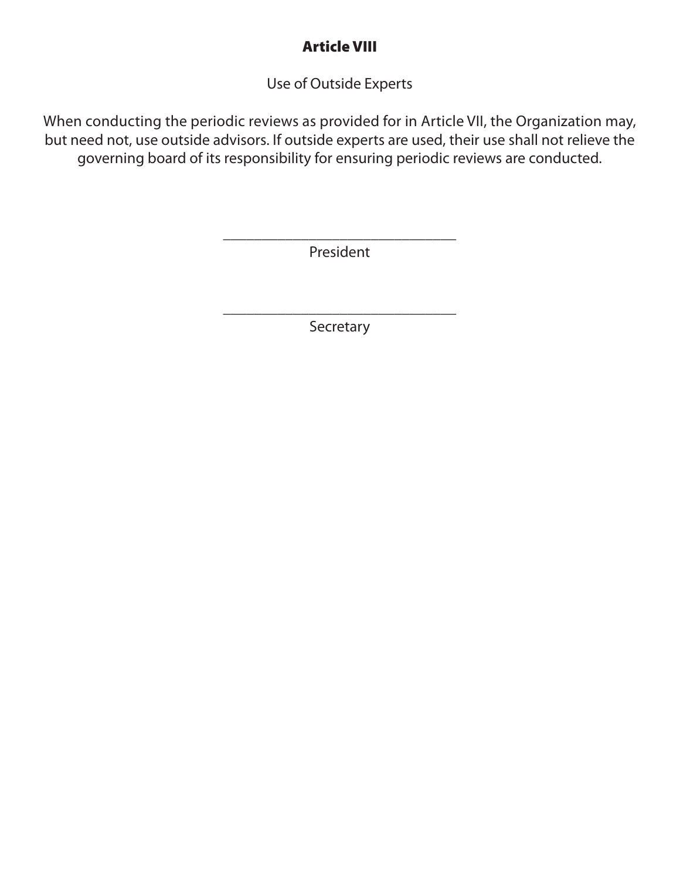## Article VIII

Use of Outside Experts

When conducting the periodic reviews as provided for in Article VII, the Organization may, but need not, use outside advisors. If outside experts are used, their use shall not relieve the governing board of its responsibility for ensuring periodic reviews are conducted.

_______________________________
President

_______________________________
Secretary